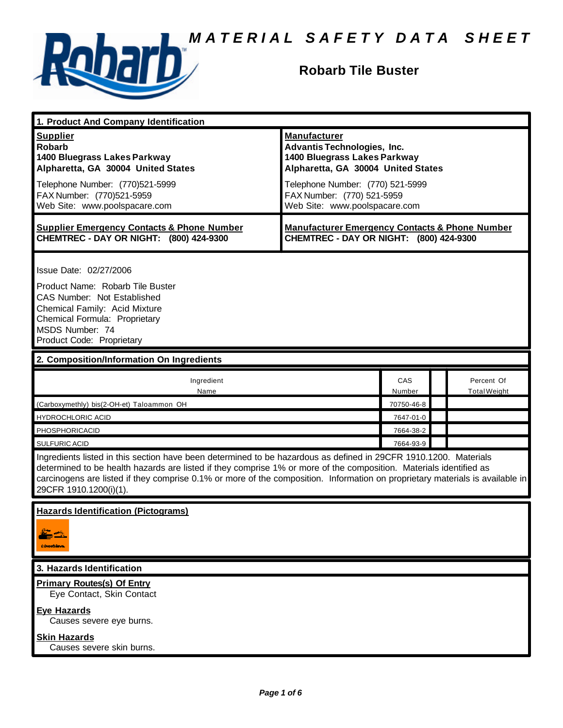# MATERIAL SAFETY DATA SHEET

## Robarb Tile Buster

## 1. Product And Company Identification

| Supplier | Manufacturer |
|---|---|
| **Robarb**<br>**1400 Bluegrass Lakes Parkway**<br>**Alpharetta, GA 30004 United States** | **Advantis Technologies, Inc.**<br>**1400 Bluegrass Lakes Parkway**<br>**Alpharetta, GA 30004 United States** |
| Telephone Number: (770)521-5999<br>FAX Number: (770)521-5959<br>Web Site: www.poolspacare.com | Telephone Number: (770) 521-5999<br>FAX Number: (770) 521-5959<br>Web Site: www.poolspacare.com |
| **Supplier Emergency Contacts & Phone Number**<br>**CHEMTREC - DAY OR NIGHT: (800) 424-9300** | **Manufacturer Emergency Contacts & Phone Number**<br>**CHEMTREC - DAY OR NIGHT: (800) 424-9300** |

Issue Date: 02/27/2006

Product Name: Robarb Tile Buster
CAS Number: Not Established
Chemical Family: Acid Mixture
Chemical Formula: Proprietary
MSDS Number: 74
Product Code: Proprietary

## 2. Composition/Information On Ingredients

| Ingredient Name | CAS Number | | Percent Of Total Weight |
|---|---|---|---|
| (Carboxymethly) bis(2-OH-et) Taloammon OH | 70750-46-8 | | |
| HYDROCHLORIC ACID | 7647-01-0 | | |
| PHOSPHORICACID | 7664-38-2 | | |
| SULFURIC ACID | 7664-93-9 | | |

Ingredients listed in this section have been determined to be hazardous as defined in 29CFR 1910.1200. Materials determined to be health hazards are listed if they comprise 1% or more of the composition. Materials identified as carcinogens are listed if they comprise 0.1% or more of the composition. Information on proprietary materials is available in 29CFR 1910.1200(i)(1).

**Hazards Identification (Pictograms)**

## 3. Hazards Identification

**Primary Routes(s) Of Entry**
Eye Contact, Skin Contact

**Eye Hazards**
Causes severe eye burns.

**Skin Hazards**
Causes severe skin burns.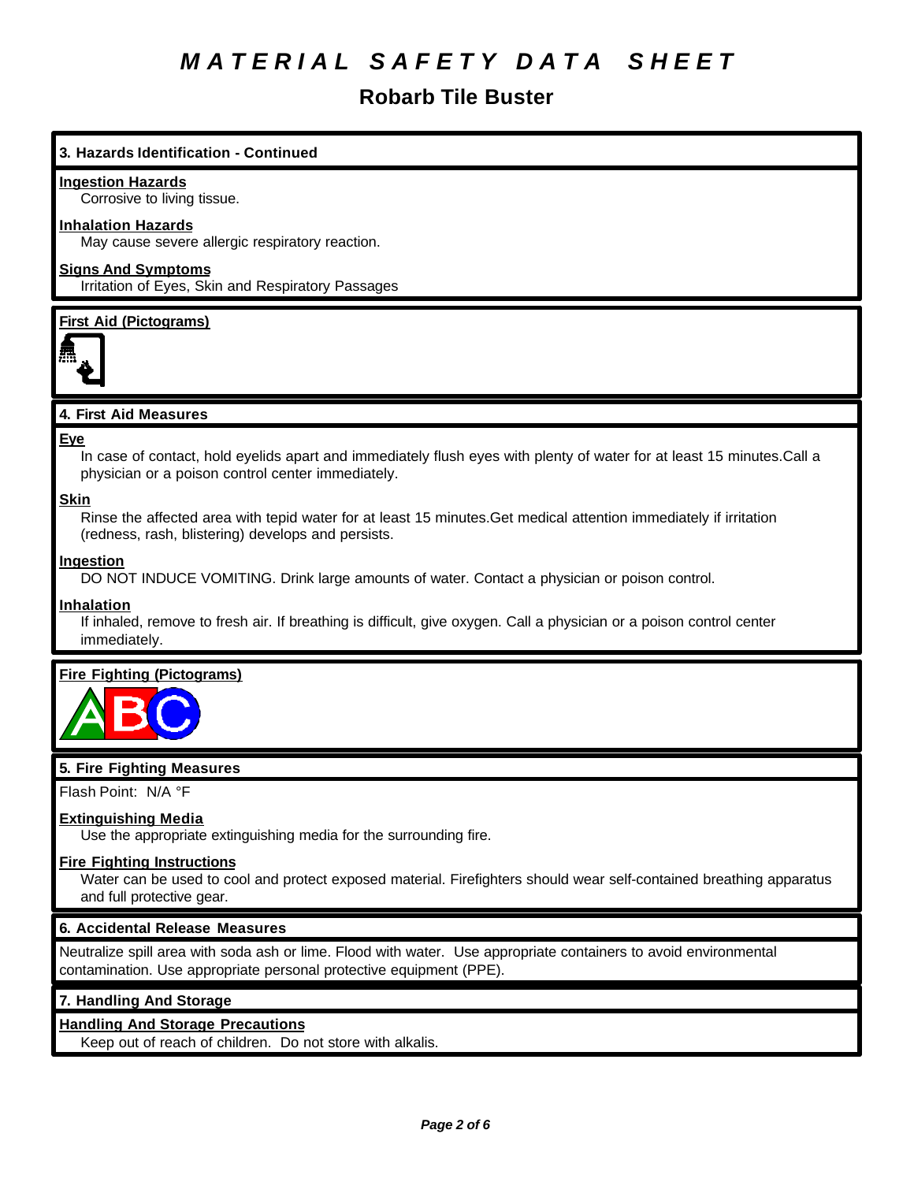# MATERIAL SAFETY DATA SHEET

## Robarb Tile Buster

### 3. Hazards Identification - Continued

**Ingestion Hazards**

Corrosive to living tissue.

**Inhalation Hazards**

May cause severe allergic respiratory reaction.

**Signs And Symptoms**

Irritation of Eyes, Skin and Respiratory Passages

**First Aid (Pictograms)**

### 4. First Aid Measures

**Eye**

In case of contact, hold eyelids apart and immediately flush eyes with plenty of water for at least 15 minutes.Call a physician or a poison control center immediately.

**Skin**

Rinse the affected area with tepid water for at least 15 minutes.Get medical attention immediately if irritation (redness, rash, blistering) develops and persists.

**Ingestion**

DO NOT INDUCE VOMITING. Drink large amounts of water. Contact a physician or poison control.

**Inhalation**

If inhaled, remove to fresh air. If breathing is difficult, give oxygen. Call a physician or a poison control center immediately.

**Fire Fighting (Pictograms)**

### 5. Fire Fighting Measures

Flash Point: N/A °F

**Extinguishing Media**

Use the appropriate extinguishing media for the surrounding fire.

**Fire Fighting Instructions**

Water can be used to cool and protect exposed material. Firefighters should wear self-contained breathing apparatus and full protective gear.

### 6. Accidental Release Measures

Neutralize spill area with soda ash or lime. Flood with water. Use appropriate containers to avoid environmental contamination. Use appropriate personal protective equipment (PPE).

### 7. Handling And Storage

**Handling And Storage Precautions**

Keep out of reach of children. Do not store with alkalis.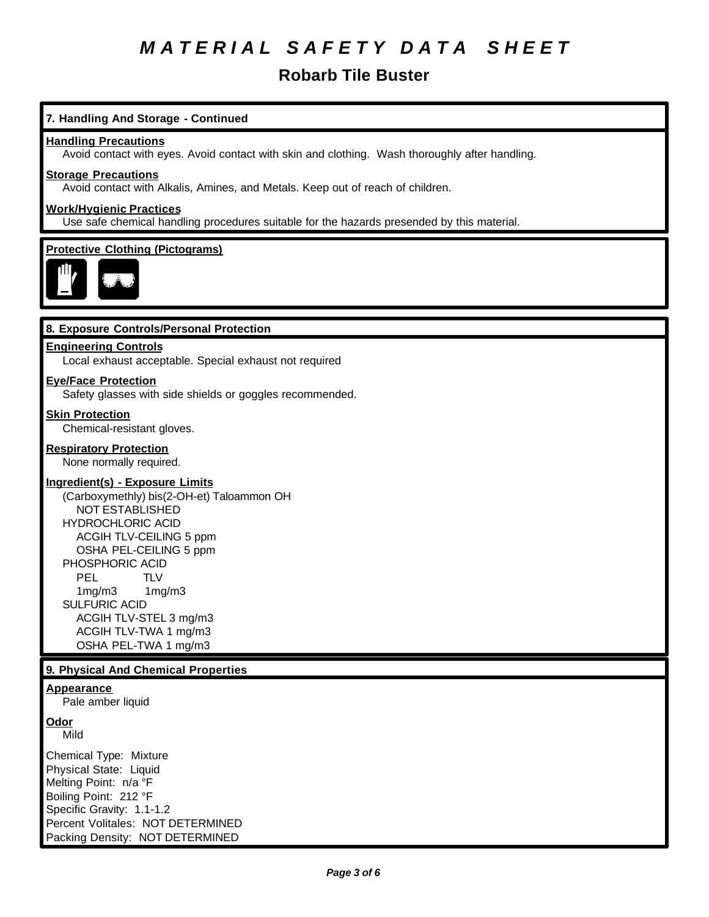# MATERIAL SAFETY DATA SHEET

## Robarb Tile Buster

### 7. Handling And Storage - Continued

**Handling Precautions**

Avoid contact with eyes. Avoid contact with skin and clothing. Wash thoroughly after handling.

**Storage Precautions**

Avoid contact with Alkalis, Amines, and Metals. Keep out of reach of children.

**Work/Hygienic Practices**

Use safe chemical handling procedures suitable for the hazards presended by this material.

**Protective Clothing (Pictograms)**

### 8. Exposure Controls/Personal Protection

**Engineering Controls**

Local exhaust acceptable. Special exhaust not required

**Eye/Face Protection**

Safety glasses with side shields or goggles recommended.

**Skin Protection**

Chemical-resistant gloves.

**Respiratory Protection**

None normally required.

**Ingredient(s) - Exposure Limits**

(Carboxymethly) bis(2-OH-et) Taloammon OH
NOT ESTABLISHED
HYDROCHLORIC ACID
ACGIH TLV-CEILING 5 ppm
OSHA PEL-CEILING 5 ppm
PHOSPHORIC ACID
PEL TLV
1mg/m3 1mg/m3
SULFURIC ACID
ACGIH TLV-STEL 3 mg/m3
ACGIH TLV-TWA 1 mg/m3
OSHA PEL-TWA 1 mg/m3

### 9. Physical And Chemical Properties

**Appearance**

Pale amber liquid

**Odor**

Mild

Chemical Type: Mixture
Physical State: Liquid
Melting Point: n/a °F
Boiling Point: 212 °F
Specific Gravity: 1.1-1.2
Percent Volitales: NOT DETERMINED
Packing Density: NOT DETERMINED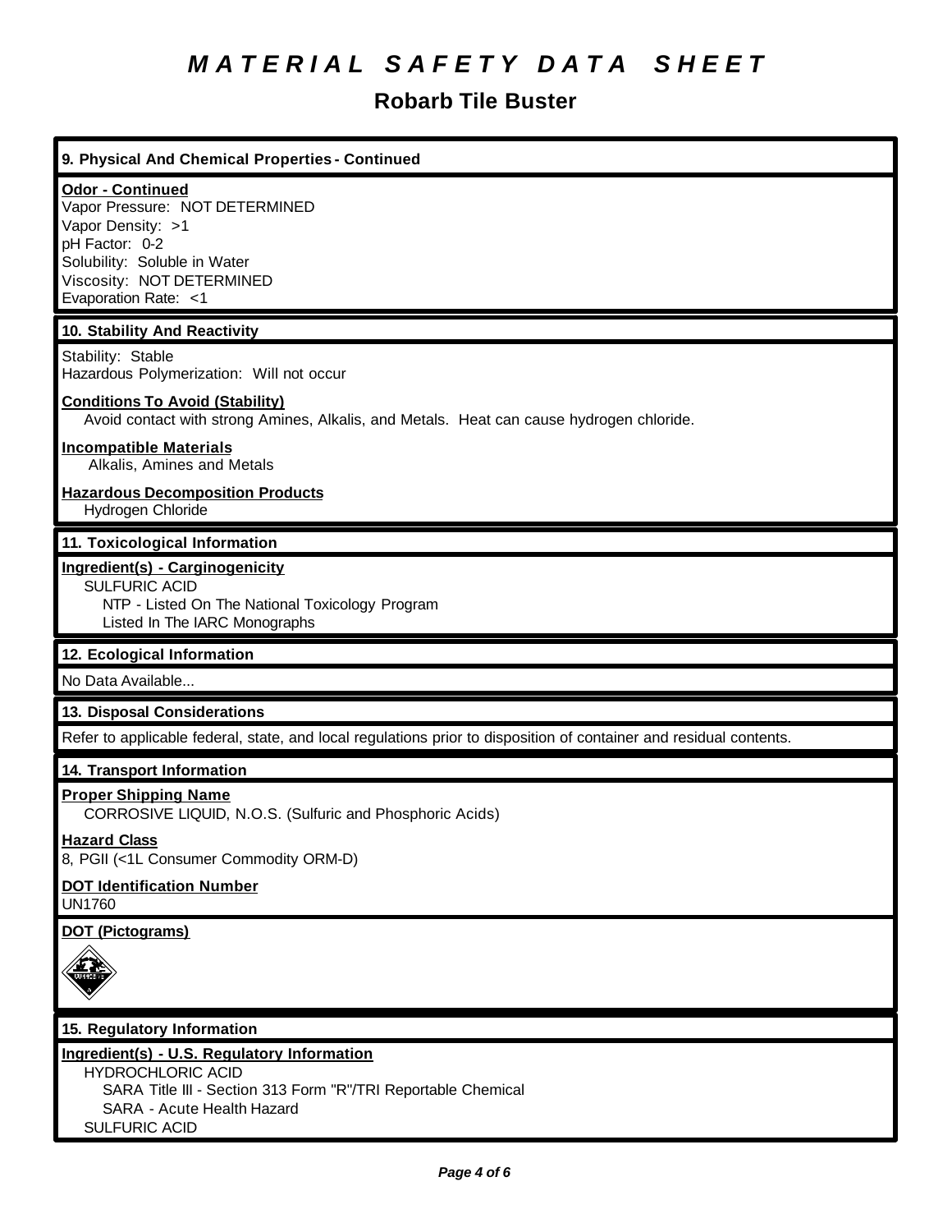# MATERIAL SAFETY DATA SHEET

## Robarb Tile Buster

### 9. Physical And Chemical Properties - Continued

**Odor - Continued**

Vapor Pressure: NOT DETERMINED
Vapor Density: >1
pH Factor: 0-2
Solubility: Soluble in Water
Viscosity: NOT DETERMINED
Evaporation Rate: <1

### 10. Stability And Reactivity

Stability: Stable
Hazardous Polymerization: Will not occur

**Conditions To Avoid (Stability)**

Avoid contact with strong Amines, Alkalis, and Metals. Heat can cause hydrogen chloride.

**Incompatible Materials**

Alkalis, Amines and Metals

**Hazardous Decomposition Products**

Hydrogen Chloride

### 11. Toxicological Information

**Ingredient(s) - Carginogenicity**

SULFURIC ACID
NTP - Listed On The National Toxicology Program
Listed In The IARC Monographs

### 12. Ecological Information

No Data Available...

### 13. Disposal Considerations

Refer to applicable federal, state, and local regulations prior to disposition of container and residual contents.

### 14. Transport Information

**Proper Shipping Name**

CORROSIVE LIQUID, N.O.S. (Sulfuric and Phosphoric Acids)

**Hazard Class**

8, PGII (<1L Consumer Commodity ORM-D)

**DOT Identification Number**

UN1760

**DOT (Pictograms)**

### 15. Regulatory Information

**Ingredient(s) - U.S. Regulatory Information**

HYDROCHLORIC ACID
SARA Title III - Section 313 Form "R"/TRI Reportable Chemical
SARA - Acute Health Hazard
SULFURIC ACID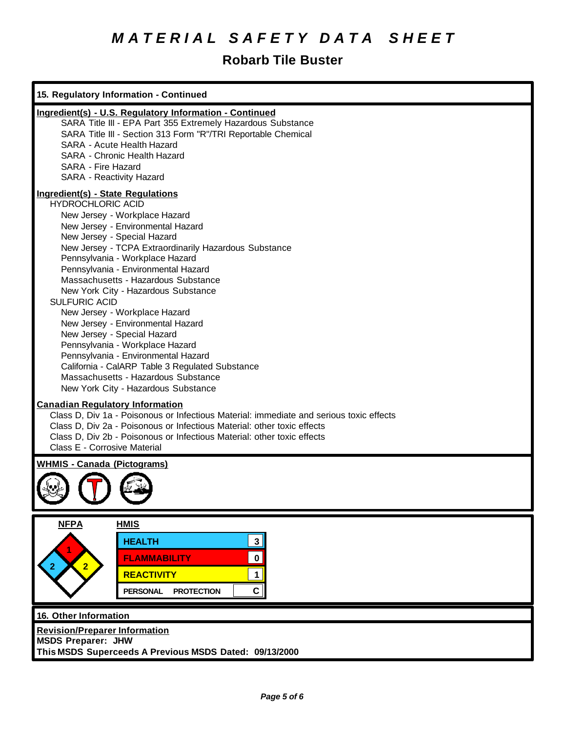# MATERIAL SAFETY DATA SHEET

## Robarb Tile Buster

### 15. Regulatory Information - Continued

**Ingredient(s) - U.S. Regulatory Information - Continued**

- SARA Title III - EPA Part 355 Extremely Hazardous Substance
- SARA Title III - Section 313 Form "R"/TRI Reportable Chemical
- SARA - Acute Health Hazard
- SARA - Chronic Health Hazard
- SARA - Fire Hazard
- SARA - Reactivity Hazard

**Ingredient(s) - State Regulations**

HYDROCHLORIC ACID
- New Jersey - Workplace Hazard
- New Jersey - Environmental Hazard
- New Jersey - Special Hazard
- New Jersey - TCPA Extraordinarily Hazardous Substance
- Pennsylvania - Workplace Hazard
- Pennsylvania - Environmental Hazard
- Massachusetts - Hazardous Substance
- New York City - Hazardous Substance

SULFURIC ACID
- New Jersey - Workplace Hazard
- New Jersey - Environmental Hazard
- New Jersey - Special Hazard
- Pennsylvania - Workplace Hazard
- Pennsylvania - Environmental Hazard
- California - CalARP Table 3 Regulated Substance
- Massachusetts - Hazardous Substance
- New York City - Hazardous Substance

**Canadian Regulatory Information**

Class D, Div 1a - Poisonous or Infectious Material: immediate and serious toxic effects
Class D, Div 2a - Poisonous or Infectious Material: other toxic effects
Class D, Div 2b - Poisonous or Infectious Material: other toxic effects
Class E - Corrosive Material

**WHMIS - Canada (Pictograms)**

**NFPA**

| Flammability | Health | Reactivity | Special |
|---|---|---|---|
| 1 | 2 | 2 | |

**HMIS**

| | |
|---|---|
| HEALTH | 3 |
| FLAMMABILITY | 0 |
| REACTIVITY | 1 |
| PERSONAL PROTECTION | C |

### 16. Other Information

**Revision/Preparer Information**

**MSDS Preparer: JHW**

**This MSDS Superceeds A Previous MSDS Dated: 09/13/2000**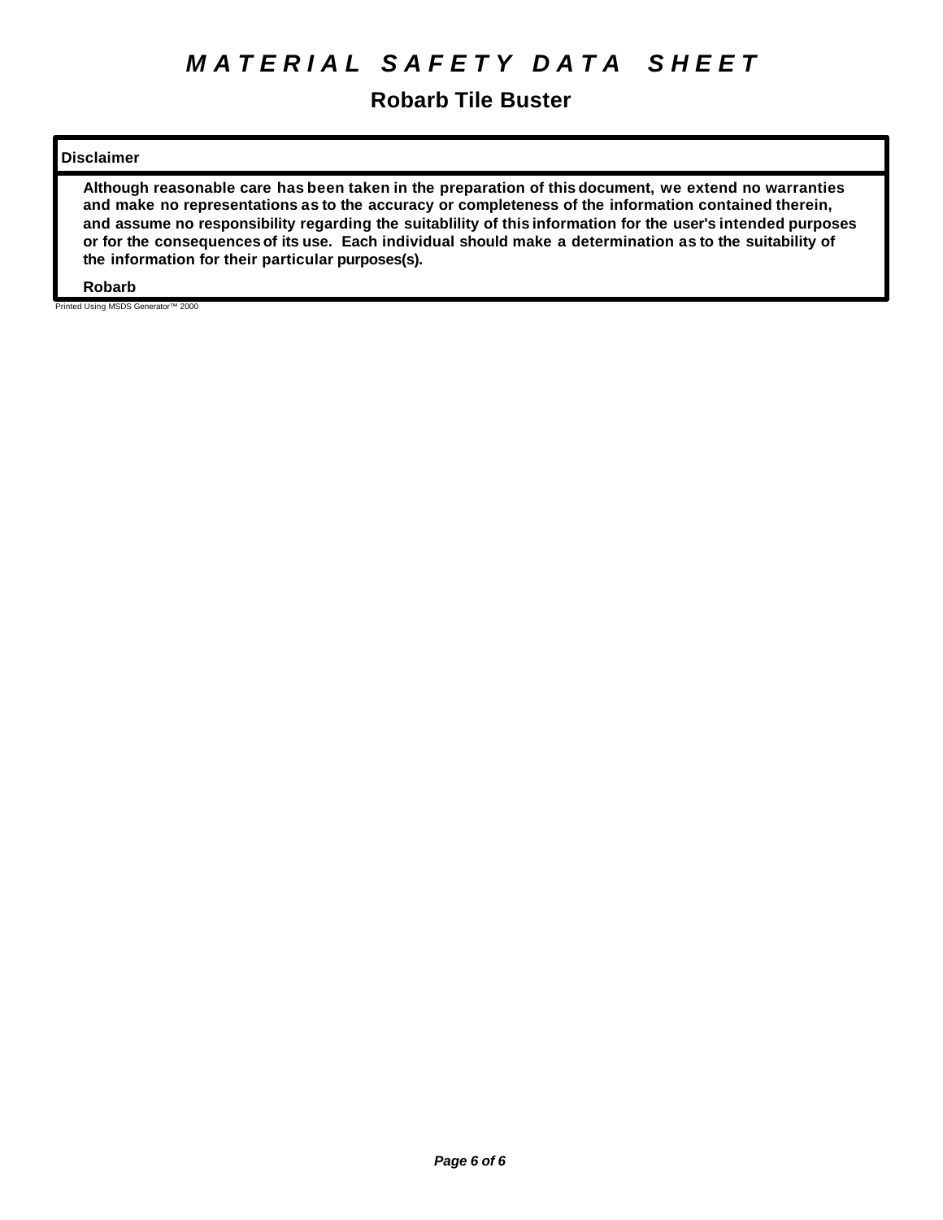# *MATERIAL SAFETY DATA SHEET*

## Robarb Tile Buster

### Disclaimer

**Although reasonable care has been taken in the preparation of this document, we extend no warranties and make no representations as to the accuracy or completeness of the information contained therein, and assume no responsibility regarding the suitablility of this information for the user's intended purposes or for the consequences of its use. Each individual should make a determination as to the suitability of the information for their particular purposes(s).**

**Robarb**

Printed Using MSDS Generator™ 2000